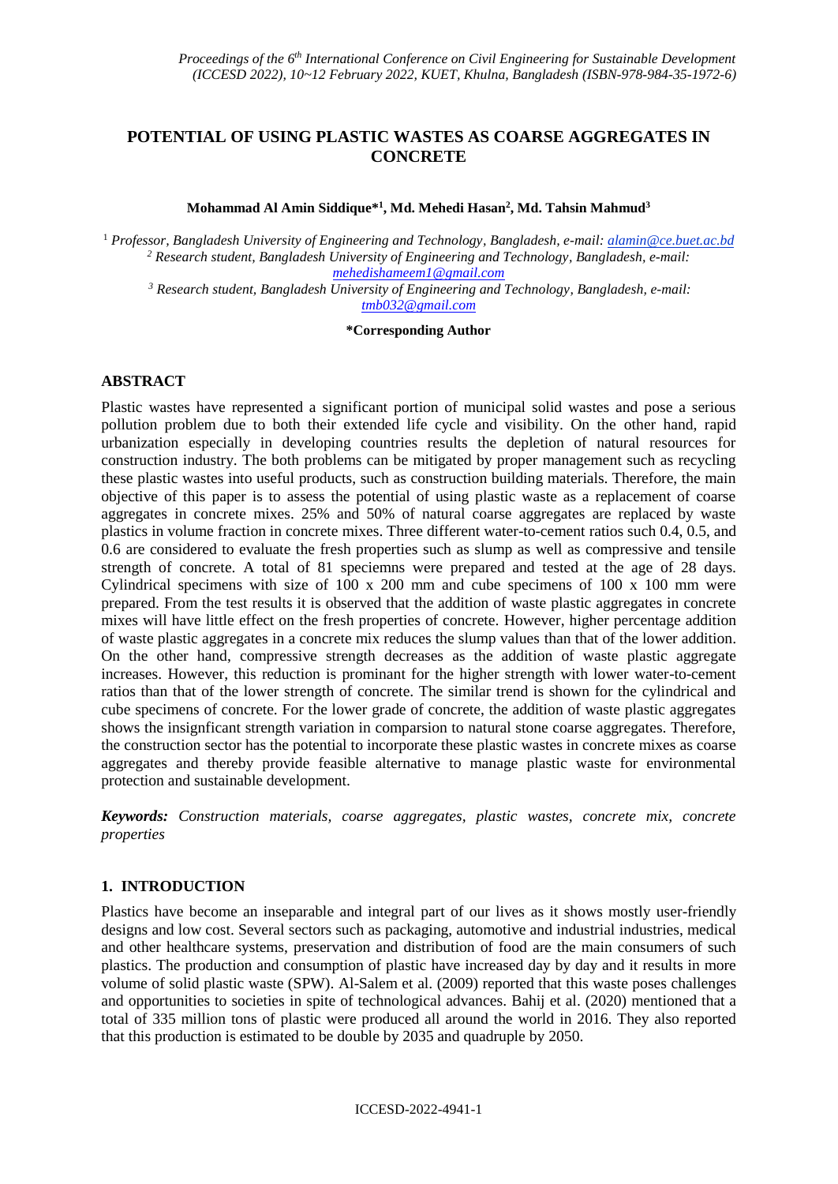# POTENTIAL OF USING PLASTIC WASTES AS COARSE AGGREGATES IN CONCRETE

**Mohammad Al Amin Siddique*[1], Md. Mehedi Hasan[2], Md. Tahsin Mahmud[3]**

[1] *Professor, Bangladesh University of Engineering and Technology, Bangladesh, e-mail: alamin@ce.buet.ac.bd*
[2] *Research student, Bangladesh University of Engineering and Technology, Bangladesh, e-mail: mehedishameem1@gmail.com*
[3] *Research student, Bangladesh University of Engineering and Technology, Bangladesh, e-mail: tmb032@gmail.com*

**\*Corresponding Author**

## ABSTRACT

Plastic wastes have represented a significant portion of municipal solid wastes and pose a serious pollution problem due to both their extended life cycle and visibility. On the other hand, rapid urbanization especially in developing countries results the depletion of natural resources for construction industry. The both problems can be mitigated by proper management such as recycling these plastic wastes into useful products, such as construction building materials. Therefore, the main objective of this paper is to assess the potential of using plastic waste as a replacement of coarse aggregates in concrete mixes. 25% and 50% of natural coarse aggregates are replaced by waste plastics in volume fraction in concrete mixes. Three different water-to-cement ratios such 0.4, 0.5, and 0.6 are considered to evaluate the fresh properties such as slump as well as compressive and tensile strength of concrete. A total of 81 speciemns were prepared and tested at the age of 28 days. Cylindrical specimens with size of 100 x 200 mm and cube specimens of 100 x 100 mm were prepared. From the test results it is observed that the addition of waste plastic aggregates in concrete mixes will have little effect on the fresh properties of concrete. However, higher percentage addition of waste plastic aggregates in a concrete mix reduces the slump values than that of the lower addition. On the other hand, compressive strength decreases as the addition of waste plastic aggregate increases. However, this reduction is prominant for the higher strength with lower water-to-cement ratios than that of the lower strength of concrete. The similar trend is shown for the cylindrical and cube specimens of concrete. For the lower grade of concrete, the addition of waste plastic aggregates shows the insignficant strength variation in comparsion to natural stone coarse aggregates. Therefore, the construction sector has the potential to incorporate these plastic wastes in concrete mixes as coarse aggregates and thereby provide feasible alternative to manage plastic waste for environmental protection and sustainable development.

***Keywords:*** *Construction materials, coarse aggregates, plastic wastes, concrete mix, concrete properties*

## 1. INTRODUCTION

Plastics have become an inseparable and integral part of our lives as it shows mostly user-friendly designs and low cost. Several sectors such as packaging, automotive and industrial industries, medical and other healthcare systems, preservation and distribution of food are the main consumers of such plastics. The production and consumption of plastic have increased day by day and it results in more volume of solid plastic waste (SPW). Al-Salem et al. (2009) reported that this waste poses challenges and opportunities to societies in spite of technological advances. Bahij et al. (2020) mentioned that a total of 335 million tons of plastic were produced all around the world in 2016. They also reported that this production is estimated to be double by 2035 and quadruple by 2050.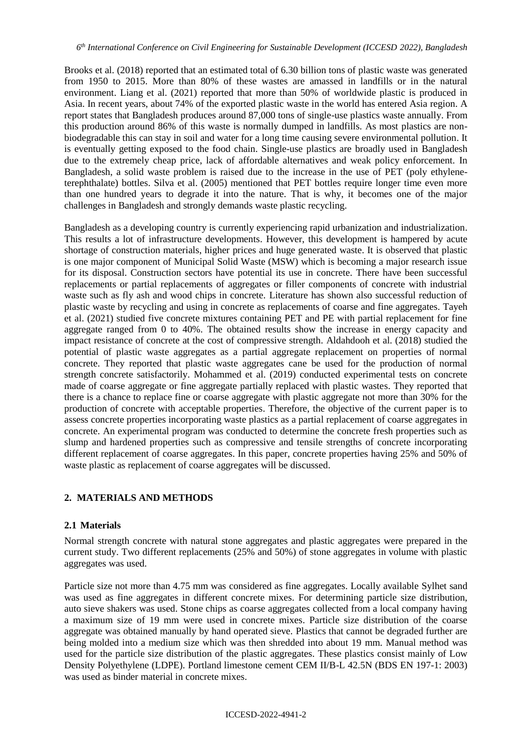Brooks et al. (2018) reported that an estimated total of 6.30 billion tons of plastic waste was generated from 1950 to 2015. More than 80% of these wastes are amassed in landfills or in the natural environment. Liang et al. (2021) reported that more than 50% of worldwide plastic is produced in Asia. In recent years, about 74% of the exported plastic waste in the world has entered Asia region. A report states that Bangladesh produces around 87,000 tons of single-use plastics waste annually. From this production around 86% of this waste is normally dumped in landfills. As most plastics are non-biodegradable this can stay in soil and water for a long time causing severe environmental pollution. It is eventually getting exposed to the food chain. Single-use plastics are broadly used in Bangladesh due to the extremely cheap price, lack of affordable alternatives and weak policy enforcement. In Bangladesh, a solid waste problem is raised due to the increase in the use of PET (poly ethylene-terephthalate) bottles. Silva et al. (2005) mentioned that PET bottles require longer time even more than one hundred years to degrade it into the nature. That is why, it becomes one of the major challenges in Bangladesh and strongly demands waste plastic recycling.

Bangladesh as a developing country is currently experiencing rapid urbanization and industrialization. This results a lot of infrastructure developments. However, this development is hampered by acute shortage of construction materials, higher prices and huge generated waste. It is observed that plastic is one major component of Municipal Solid Waste (MSW) which is becoming a major research issue for its disposal. Construction sectors have potential its use in concrete. There have been successful replacements or partial replacements of aggregates or filler components of concrete with industrial waste such as fly ash and wood chips in concrete. Literature has shown also successful reduction of plastic waste by recycling and using in concrete as replacements of coarse and fine aggregates. Tayeh et al. (2021) studied five concrete mixtures containing PET and PE with partial replacement for fine aggregate ranged from 0 to 40%. The obtained results show the increase in energy capacity and impact resistance of concrete at the cost of compressive strength. Aldahdooh et al. (2018) studied the potential of plastic waste aggregates as a partial aggregate replacement on properties of normal concrete. They reported that plastic waste aggregates cane be used for the production of normal strength concrete satisfactorily. Mohammed et al. (2019) conducted experimental tests on concrete made of coarse aggregate or fine aggregate partially replaced with plastic wastes. They reported that there is a chance to replace fine or coarse aggregate with plastic aggregate not more than 30% for the production of concrete with acceptable properties. Therefore, the objective of the current paper is to assess concrete properties incorporating waste plastics as a partial replacement of coarse aggregates in concrete. An experimental program was conducted to determine the concrete fresh properties such as slump and hardened properties such as compressive and tensile strengths of concrete incorporating different replacement of coarse aggregates. In this paper, concrete properties having 25% and 50% of waste plastic as replacement of coarse aggregates will be discussed.

## 2. MATERIALS AND METHODS

### 2.1 Materials

Normal strength concrete with natural stone aggregates and plastic aggregates were prepared in the current study. Two different replacements (25% and 50%) of stone aggregates in volume with plastic aggregates was used.

Particle size not more than 4.75 mm was considered as fine aggregates. Locally available Sylhet sand was used as fine aggregates in different concrete mixes. For determining particle size distribution, auto sieve shakers was used. Stone chips as coarse aggregates collected from a local company having a maximum size of 19 mm were used in concrete mixes. Particle size distribution of the coarse aggregate was obtained manually by hand operated sieve. Plastics that cannot be degraded further are being molded into a medium size which was then shredded into about 19 mm. Manual method was used for the particle size distribution of the plastic aggregates. These plastics consist mainly of Low Density Polyethylene (LDPE). Portland limestone cement CEM II/B-L 42.5N (BDS EN 197-1: 2003) was used as binder material in concrete mixes.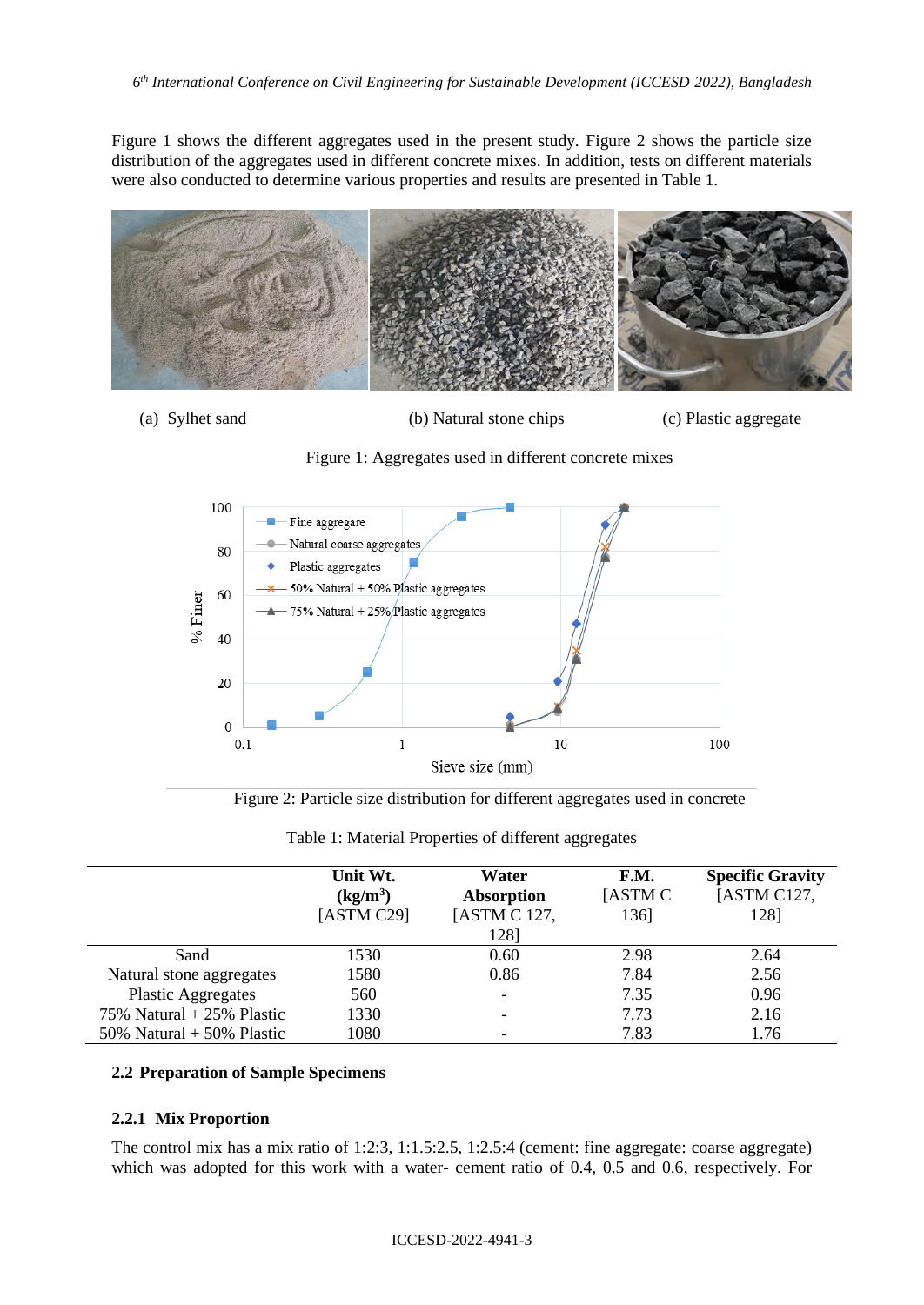Figure 1 shows the different aggregates used in the present study. Figure 2 shows the particle size distribution of the aggregates used in different concrete mixes. In addition, tests on different materials were also conducted to determine various properties and results are presented in Table 1.

(a) Sylhet sand (b) Natural stone chips (c) Plastic aggregate

Figure 1: Aggregates used in different concrete mixes

Figure 2: Particle size distribution for different aggregates used in concrete

Table 1: Material Properties of different aggregates

| | **Unit Wt. (kg/m³)** [ASTM C29] | **Water Absorption** [ASTM C 127, 128] | **F.M.** [ASTM C 136] | **Specific Gravity** [ASTM C127, 128] |
|---|---|---|---|---|
| Sand | 1530 | 0.60 | 2.98 | 2.64 |
| Natural stone aggregates | 1580 | 0.86 | 7.84 | 2.56 |
| Plastic Aggregates | 560 | - | 7.35 | 0.96 |
| 75% Natural + 25% Plastic | 1330 | - | 7.73 | 2.16 |
| 50% Natural + 50% Plastic | 1080 | - | 7.83 | 1.76 |

### 2.2 Preparation of Sample Specimens

#### 2.2.1 Mix Proportion

The control mix has a mix ratio of 1:2:3, 1:1.5:2.5, 1:2.5:4 (cement: fine aggregate: coarse aggregate) which was adopted for this work with a water- cement ratio of 0.4, 0.5 and 0.6, respectively. For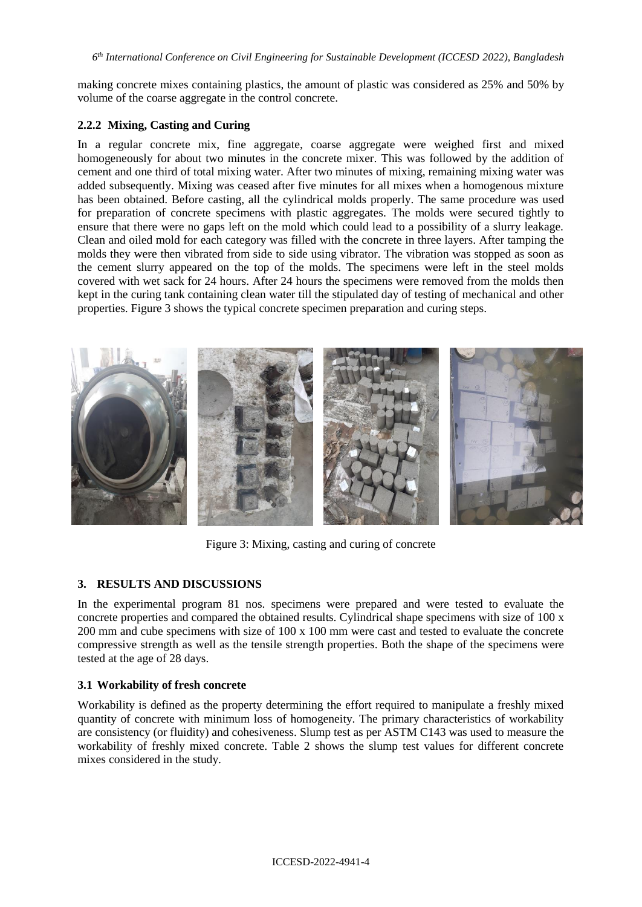making concrete mixes containing plastics, the amount of plastic was considered as 25% and 50% by volume of the coarse aggregate in the control concrete.

### 2.2.2 Mixing, Casting and Curing

In a regular concrete mix, fine aggregate, coarse aggregate were weighed first and mixed homogeneously for about two minutes in the concrete mixer. This was followed by the addition of cement and one third of total mixing water. After two minutes of mixing, remaining mixing water was added subsequently. Mixing was ceased after five minutes for all mixes when a homogenous mixture has been obtained. Before casting, all the cylindrical molds properly. The same procedure was used for preparation of concrete specimens with plastic aggregates. The molds were secured tightly to ensure that there were no gaps left on the mold which could lead to a possibility of a slurry leakage. Clean and oiled mold for each category was filled with the concrete in three layers. After tamping the molds they were then vibrated from side to side using vibrator. The vibration was stopped as soon as the cement slurry appeared on the top of the molds. The specimens were left in the steel molds covered with wet sack for 24 hours. After 24 hours the specimens were removed from the molds then kept in the curing tank containing clean water till the stipulated day of testing of mechanical and other properties. Figure 3 shows the typical concrete specimen preparation and curing steps.

Figure 3: Mixing, casting and curing of concrete

## 3. RESULTS AND DISCUSSIONS

In the experimental program 81 nos. specimens were prepared and were tested to evaluate the concrete properties and compared the obtained results. Cylindrical shape specimens with size of 100 x 200 mm and cube specimens with size of 100 x 100 mm were cast and tested to evaluate the concrete compressive strength as well as the tensile strength properties. Both the shape of the specimens were tested at the age of 28 days.

### 3.1 Workability of fresh concrete

Workability is defined as the property determining the effort required to manipulate a freshly mixed quantity of concrete with minimum loss of homogeneity. The primary characteristics of workability are consistency (or fluidity) and cohesiveness. Slump test as per ASTM C143 was used to measure the workability of freshly mixed concrete. Table 2 shows the slump test values for different concrete mixes considered in the study.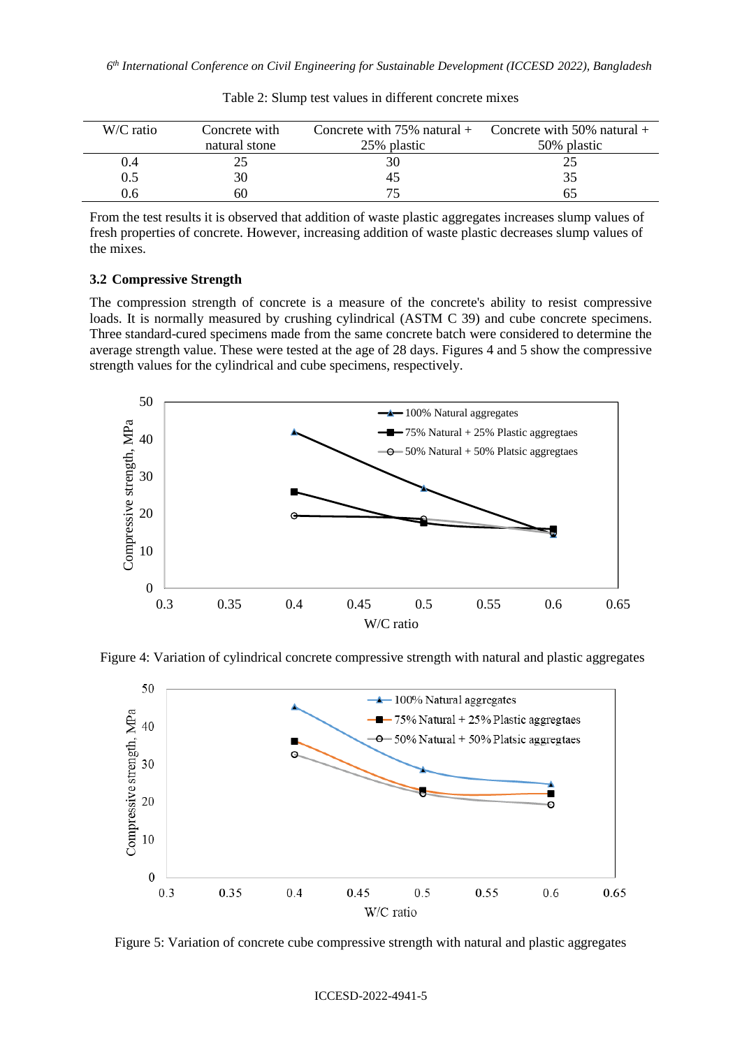Table 2: Slump test values in different concrete mixes

| W/C ratio | Concrete with natural stone | Concrete with 75% natural + 25% plastic | Concrete with 50% natural + 50% plastic |
|---|---|---|---|
| 0.4 | 25 | 30 | 25 |
| 0.5 | 30 | 45 | 35 |
| 0.6 | 60 | 75 | 65 |

From the test results it is observed that addition of waste plastic aggregates increases slump values of fresh properties of concrete. However, increasing addition of waste plastic decreases slump values of the mixes.

### 3.2 Compressive Strength

The compression strength of concrete is a measure of the concrete's ability to resist compressive loads. It is normally measured by crushing cylindrical (ASTM C 39) and cube concrete specimens. Three standard-cured specimens made from the same concrete batch were considered to determine the average strength value. These were tested at the age of 28 days. Figures 4 and 5 show the compressive strength values for the cylindrical and cube specimens, respectively.

Figure 4: Variation of cylindrical concrete compressive strength with natural and plastic aggregates

Figure 5: Variation of concrete cube compressive strength with natural and plastic aggregates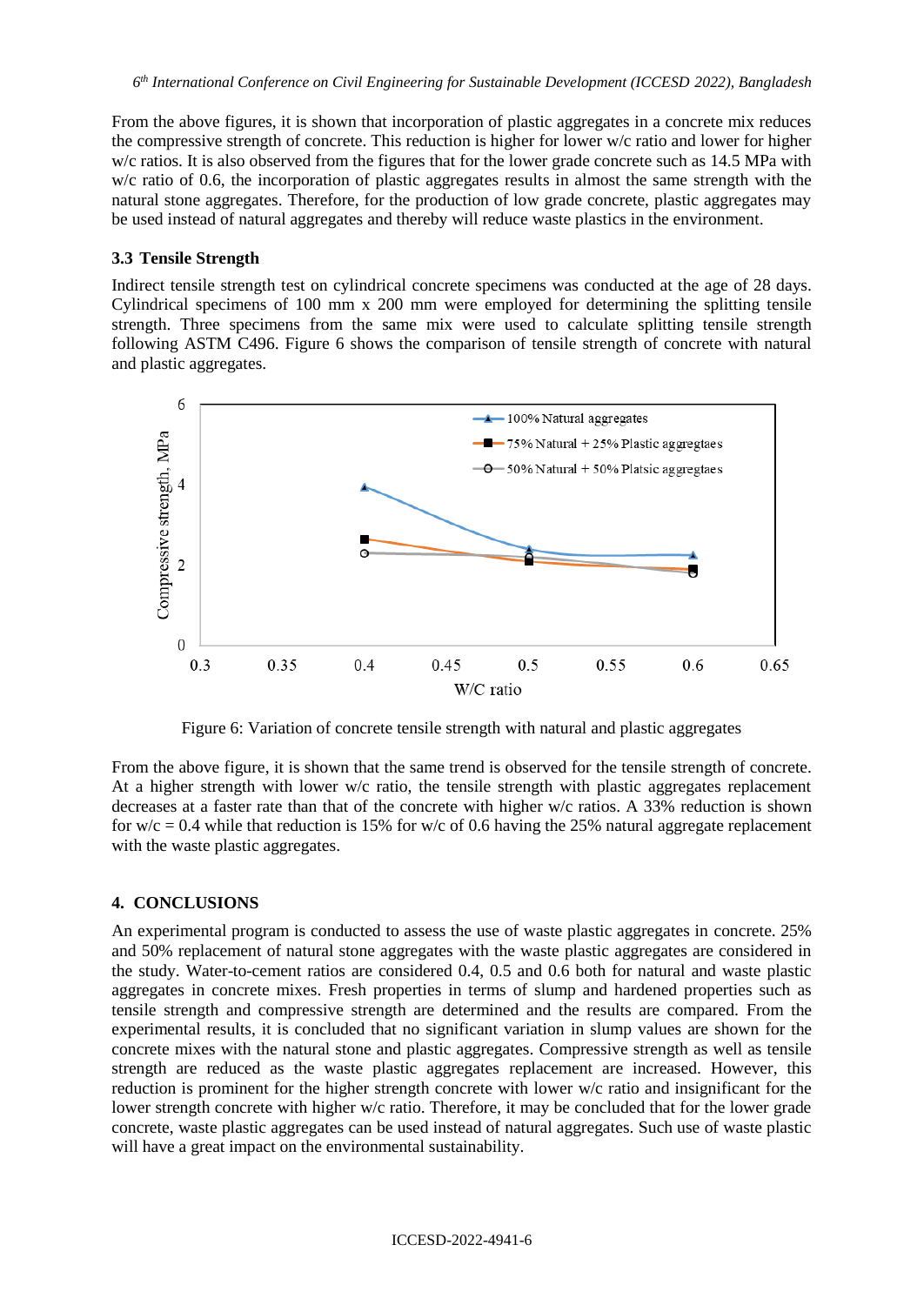From the above figures, it is shown that incorporation of plastic aggregates in a concrete mix reduces the compressive strength of concrete. This reduction is higher for lower w/c ratio and lower for higher w/c ratios. It is also observed from the figures that for the lower grade concrete such as 14.5 MPa with w/c ratio of 0.6, the incorporation of plastic aggregates results in almost the same strength with the natural stone aggregates. Therefore, for the production of low grade concrete, plastic aggregates may be used instead of natural aggregates and thereby will reduce waste plastics in the environment.

### 3.3 Tensile Strength

Indirect tensile strength test on cylindrical concrete specimens was conducted at the age of 28 days. Cylindrical specimens of 100 mm x 200 mm were employed for determining the splitting tensile strength. Three specimens from the same mix were used to calculate splitting tensile strength following ASTM C496. Figure 6 shows the comparison of tensile strength of concrete with natural and plastic aggregates.

Figure 6: Variation of concrete tensile strength with natural and plastic aggregates

From the above figure, it is shown that the same trend is observed for the tensile strength of concrete. At a higher strength with lower w/c ratio, the tensile strength with plastic aggregates replacement decreases at a faster rate than that of the concrete with higher w/c ratios. A 33% reduction is shown for w/c = 0.4 while that reduction is 15% for w/c of 0.6 having the 25% natural aggregate replacement with the waste plastic aggregates.

## 4. CONCLUSIONS

An experimental program is conducted to assess the use of waste plastic aggregates in concrete. 25% and 50% replacement of natural stone aggregates with the waste plastic aggregates are considered in the study. Water-to-cement ratios are considered 0.4, 0.5 and 0.6 both for natural and waste plastic aggregates in concrete mixes. Fresh properties in terms of slump and hardened properties such as tensile strength and compressive strength are determined and the results are compared. From the experimental results, it is concluded that no significant variation in slump values are shown for the concrete mixes with the natural stone and plastic aggregates. Compressive strength as well as tensile strength are reduced as the waste plastic aggregates replacement are increased. However, this reduction is prominent for the higher strength concrete with lower w/c ratio and insignificant for the lower strength concrete with higher w/c ratio. Therefore, it may be concluded that for the lower grade concrete, waste plastic aggregates can be used instead of natural aggregates. Such use of waste plastic will have a great impact on the environmental sustainability.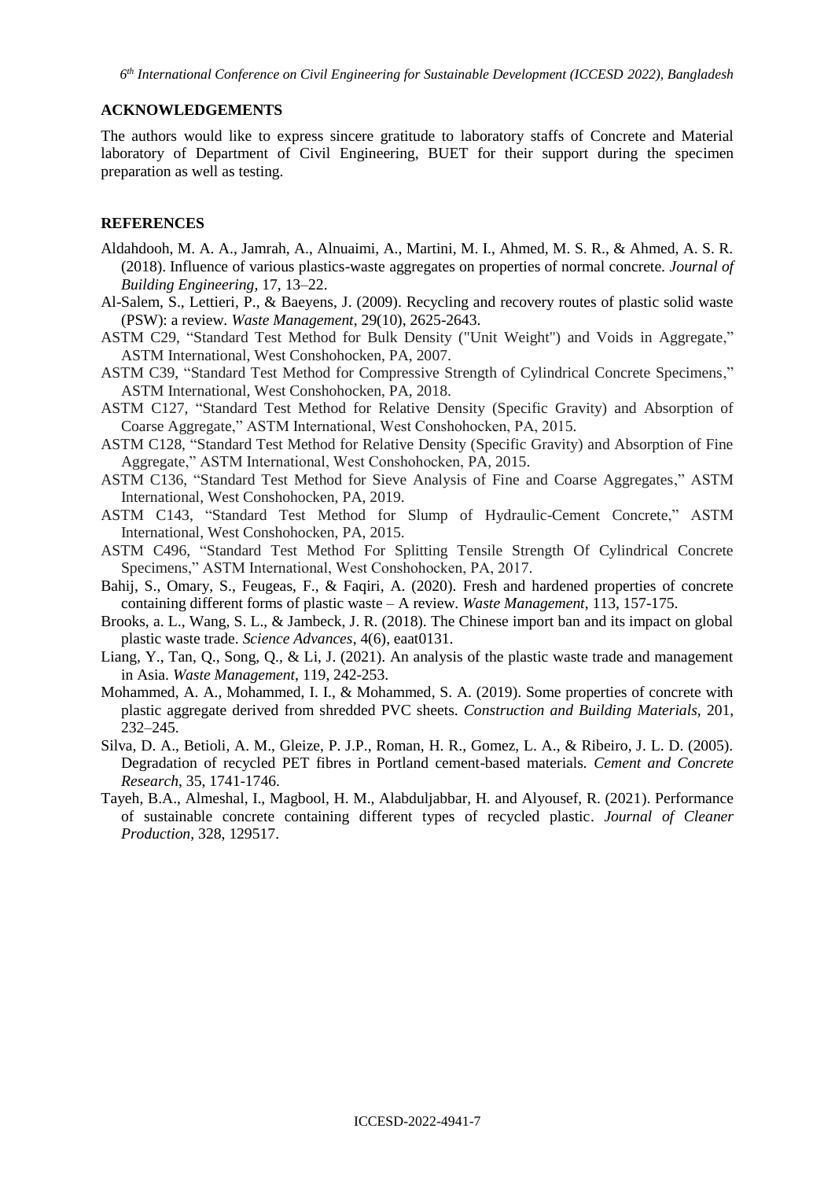## ACKNOWLEDGEMENTS

The authors would like to express sincere gratitude to laboratory staffs of Concrete and Material laboratory of Department of Civil Engineering, BUET for their support during the specimen preparation as well as testing.

## REFERENCES

Aldahdooh, M. A. A., Jamrah, A., Alnuaimi, A., Martini, M. I., Ahmed, M. S. R., & Ahmed, A. S. R. (2018). Influence of various plastics-waste aggregates on properties of normal concrete. *Journal of Building Engineering*, 17, 13–22.

Al-Salem, S., Lettieri, P., & Baeyens, J. (2009). Recycling and recovery routes of plastic solid waste (PSW): a review. *Waste Management*, 29(10), 2625-2643.

ASTM C29, "Standard Test Method for Bulk Density ("Unit Weight") and Voids in Aggregate," ASTM International, West Conshohocken, PA, 2007.

ASTM C39, "Standard Test Method for Compressive Strength of Cylindrical Concrete Specimens," ASTM International, West Conshohocken, PA, 2018.

ASTM C127, "Standard Test Method for Relative Density (Specific Gravity) and Absorption of Coarse Aggregate," ASTM International, West Conshohocken, PA, 2015.

ASTM C128, "Standard Test Method for Relative Density (Specific Gravity) and Absorption of Fine Aggregate," ASTM International, West Conshohocken, PA, 2015.

ASTM C136, "Standard Test Method for Sieve Analysis of Fine and Coarse Aggregates," ASTM International, West Conshohocken, PA, 2019.

ASTM C143, "Standard Test Method for Slump of Hydraulic-Cement Concrete," ASTM International, West Conshohocken, PA, 2015.

ASTM C496, "Standard Test Method For Splitting Tensile Strength Of Cylindrical Concrete Specimens," ASTM International, West Conshohocken, PA, 2017.

Bahij, S., Omary, S., Feugeas, F., & Faqiri, A. (2020). Fresh and hardened properties of concrete containing different forms of plastic waste – A review. *Waste Management*, 113, 157-175.

Brooks, a. L., Wang, S. L., & Jambeck, J. R. (2018). The Chinese import ban and its impact on global plastic waste trade. *Science Advances*, 4(6), eaat0131.

Liang, Y., Tan, Q., Song, Q., & Li, J. (2021). An analysis of the plastic waste trade and management in Asia. *Waste Management*, 119, 242-253.

Mohammed, A. A., Mohammed, I. I., & Mohammed, S. A. (2019). Some properties of concrete with plastic aggregate derived from shredded PVC sheets. *Construction and Building Materials*, 201, 232–245.

Silva, D. A., Betioli, A. M., Gleize, P. J.P., Roman, H. R., Gomez, L. A., & Ribeiro, J. L. D. (2005). Degradation of recycled PET fibres in Portland cement-based materials. *Cement and Concrete Research*, 35, 1741-1746.

Tayeh, B.A., Almeshal, I., Magbool, H. M., Alabduljabbar, H. and Alyousef, R. (2021). Performance of sustainable concrete containing different types of recycled plastic. *Journal of Cleaner Production*, 328, 129517.